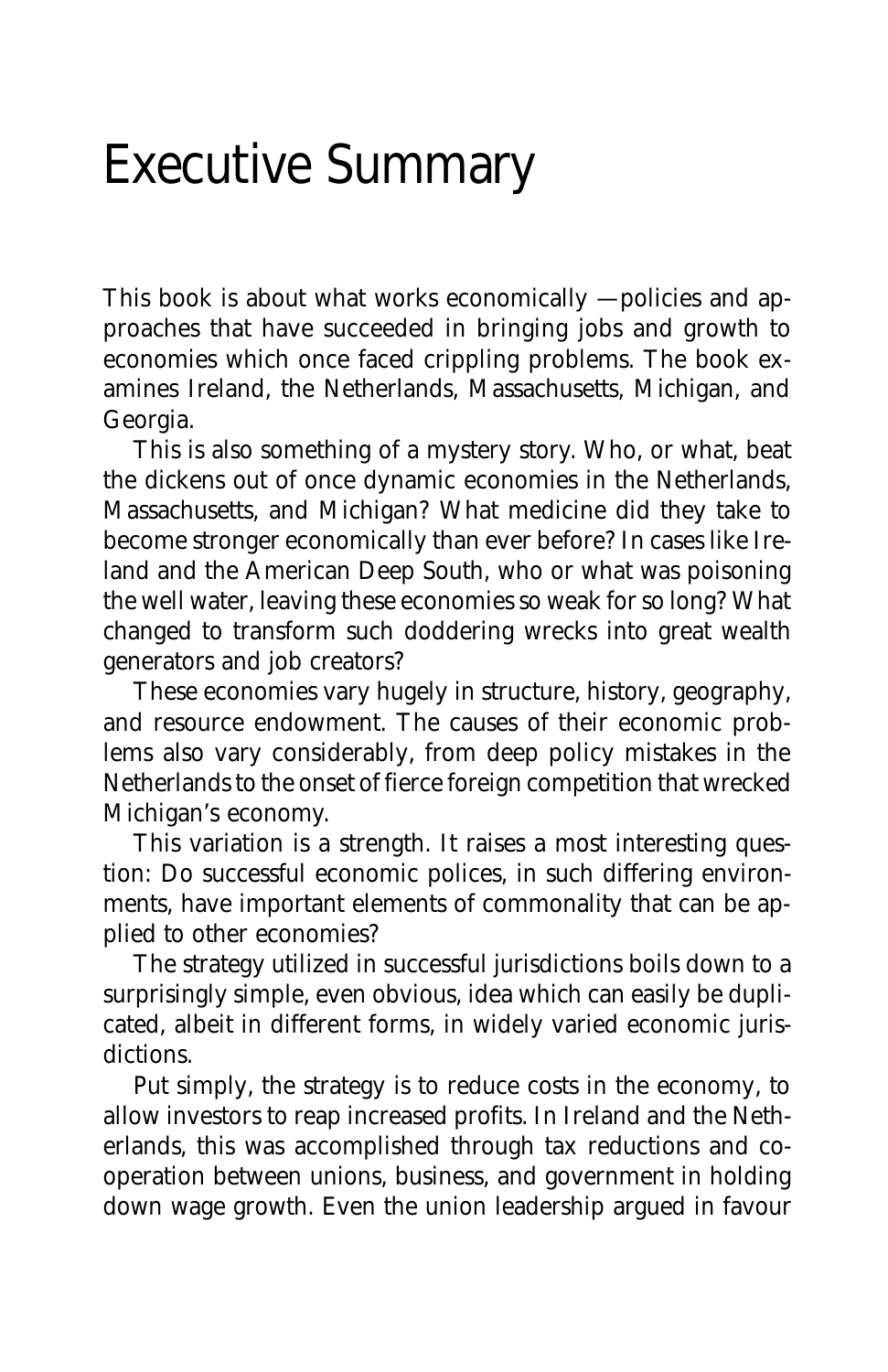# Executive Summary

This book is about what works economically —policies and approaches that have succeeded in bringing jobs and growth to economies which once faced crippling problems. The book examines Ireland, the Netherlands, Massachusetts, Michigan, and Georgia.

This is also something of a mystery story. Who, or what, beat the dickens out of once dynamic economies in the Netherlands, Massachusetts, and Michigan? What medicine did they take to become stronger economically than ever before? In cases like Ireland and the American Deep South, who or what was poisoning the well water, leaving these economies so weak for so long? What changed to transform such doddering wrecks into great wealth generators and job creators?

These economies vary hugely in structure, history, geography, and resource endowment. The causes of their economic problems also vary considerably, from deep policy mistakes in the Netherlands to the onset of fierce foreign competition that wrecked Michigan's economy.

This variation is a strength. It raises a most interesting question: Do successful economic polices, in such differing environments, have important elements of commonality that can be applied to other economies?

The strategy utilized in successful jurisdictions boils down to a surprisingly simple, even obvious, idea which can easily be duplicated, albeit in different forms, in widely varied economic jurisdictions.

Put simply, the strategy is to reduce costs in the economy, to allow investors to reap increased profits. In Ireland and the Netherlands, this was accomplished through tax reductions and cooperation between unions, business, and government in holding down wage growth. Even the union leadership argued in favour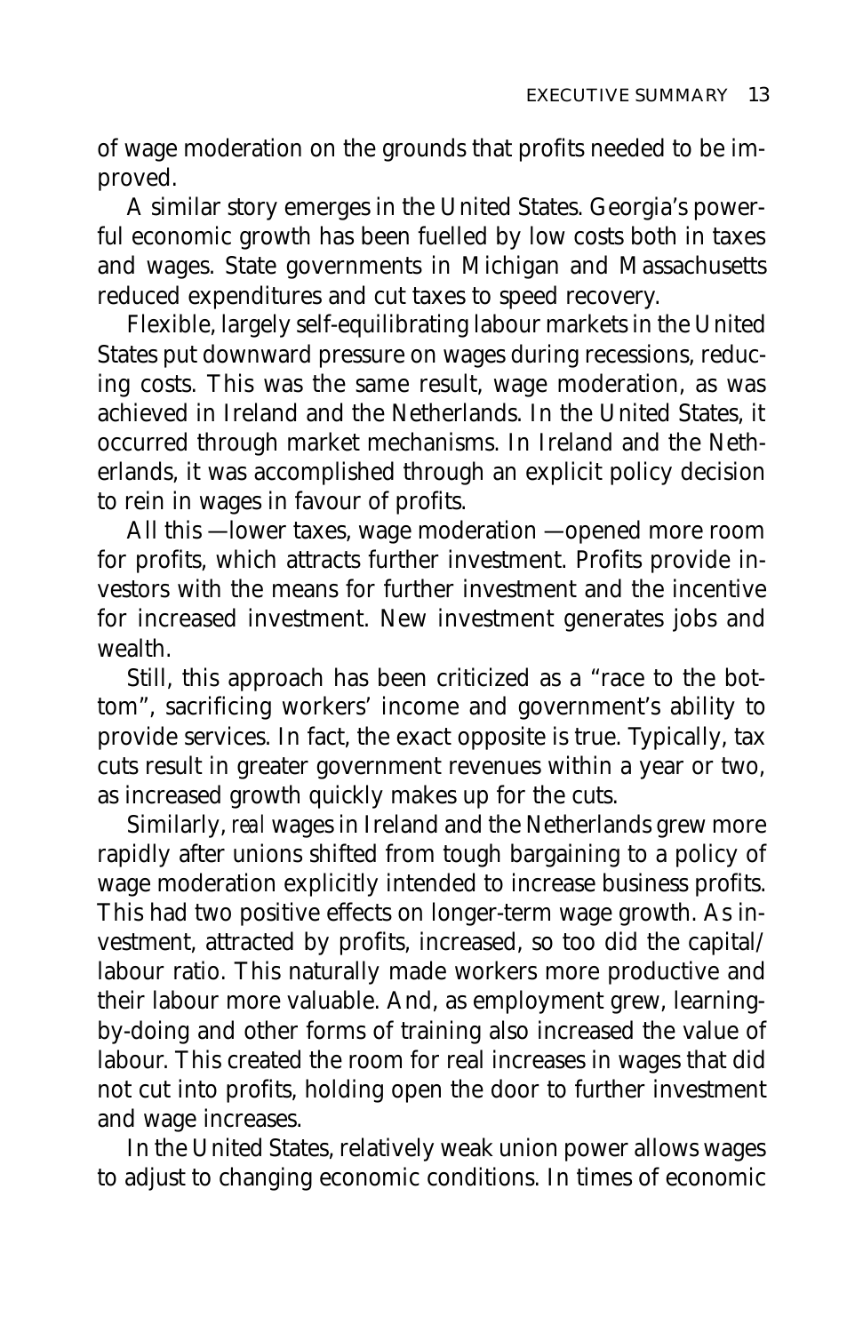of wage moderation on the grounds that profits needed to be improved.

A similar story emerges in the United States. Georgia's powerful economic growth has been fuelled by low costs both in taxes and wages. State governments in Michigan and Massachusetts reduced expenditures and cut taxes to speed recovery.

Flexible, largely self-equilibrating labour markets in the United States put downward pressure on wages during recessions, reducing costs. This was the same result, wage moderation, as was achieved in Ireland and the Netherlands. In the United States, it occurred through market mechanisms. In Ireland and the Netherlands, it was accomplished through an explicit policy decision to rein in wages in favour of profits.

All this —lower taxes, wage moderation —opened more room for profits, which attracts further investment. Profits provide investors with the means for further investment and the incentive for increased investment. New investment generates jobs and wealth.

Still, this approach has been criticized as a "race to the bottom", sacrificing workers' income and government's ability to provide services. In fact, the exact opposite is true. Typically, tax cuts result in greater government revenues within a year or two, as increased growth quickly makes up for the cuts.

Similarly, *real* wages in Ireland and the Netherlands grew more rapidly after unions shifted from tough bargaining to a policy of wage moderation explicitly intended to increase business profits. This had two positive effects on longer-term wage growth. As investment, attracted by profits, increased, so too did the capital/labour ratio. This naturally made workers more productive and their labour more valuable. And, as employment grew, learning-by-doing and other forms of training also increased the value of labour. This created the room for real increases in wages that did not cut into profits, holding open the door to further investment and wage increases.

In the United States, relatively weak union power allows wages to adjust to changing economic conditions. In times of economic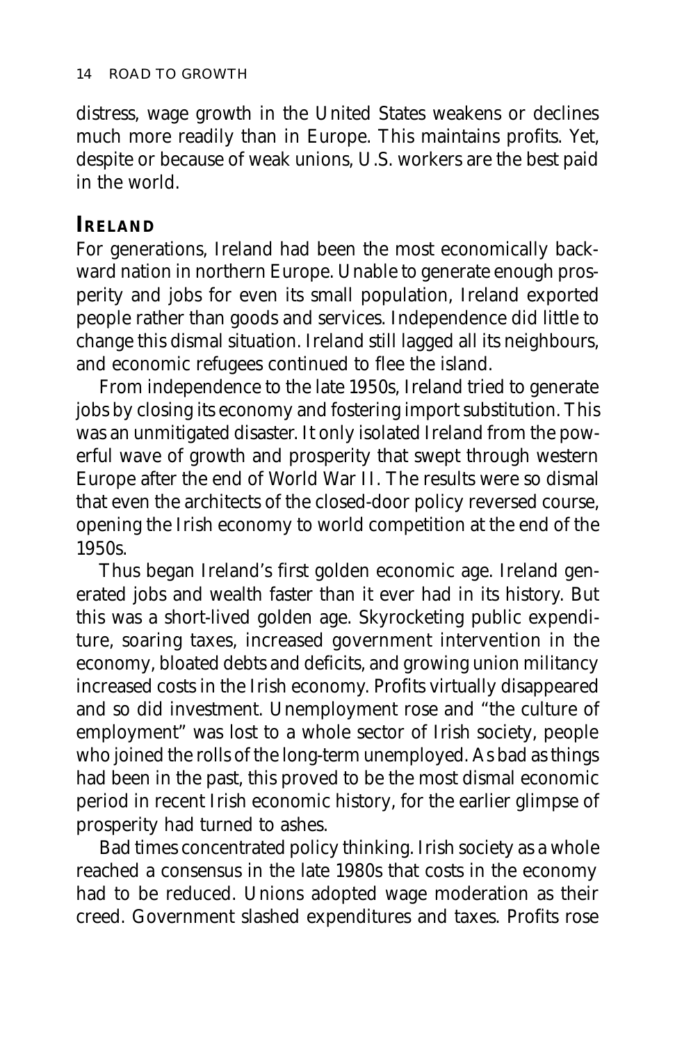distress, wage growth in the United States weakens or declines much more readily than in Europe. This maintains profits. Yet, despite or because of weak unions, U.S. workers are the best paid in the world.

## IRELAND

For generations, Ireland had been the most economically backward nation in northern Europe. Unable to generate enough prosperity and jobs for even its small population, Ireland exported people rather than goods and services. Independence did little to change this dismal situation. Ireland still lagged all its neighbours, and economic refugees continued to flee the island.

From independence to the late 1950s, Ireland tried to generate jobs by closing its economy and fostering import substitution. This was an unmitigated disaster. It only isolated Ireland from the powerful wave of growth and prosperity that swept through western Europe after the end of World War II. The results were so dismal that even the architects of the closed-door policy reversed course, opening the Irish economy to world competition at the end of the 1950s.

Thus began Ireland's first golden economic age. Ireland generated jobs and wealth faster than it ever had in its history. But this was a short-lived golden age. Skyrocketing public expenditure, soaring taxes, increased government intervention in the economy, bloated debts and deficits, and growing union militancy increased costs in the Irish economy. Profits virtually disappeared and so did investment. Unemployment rose and "the culture of employment" was lost to a whole sector of Irish society, people who joined the rolls of the long-term unemployed. As bad as things had been in the past, this proved to be the most dismal economic period in recent Irish economic history, for the earlier glimpse of prosperity had turned to ashes.

Bad times concentrated policy thinking. Irish society as a whole reached a consensus in the late 1980s that costs in the economy had to be reduced. Unions adopted wage moderation as their creed. Government slashed expenditures and taxes. Profits rose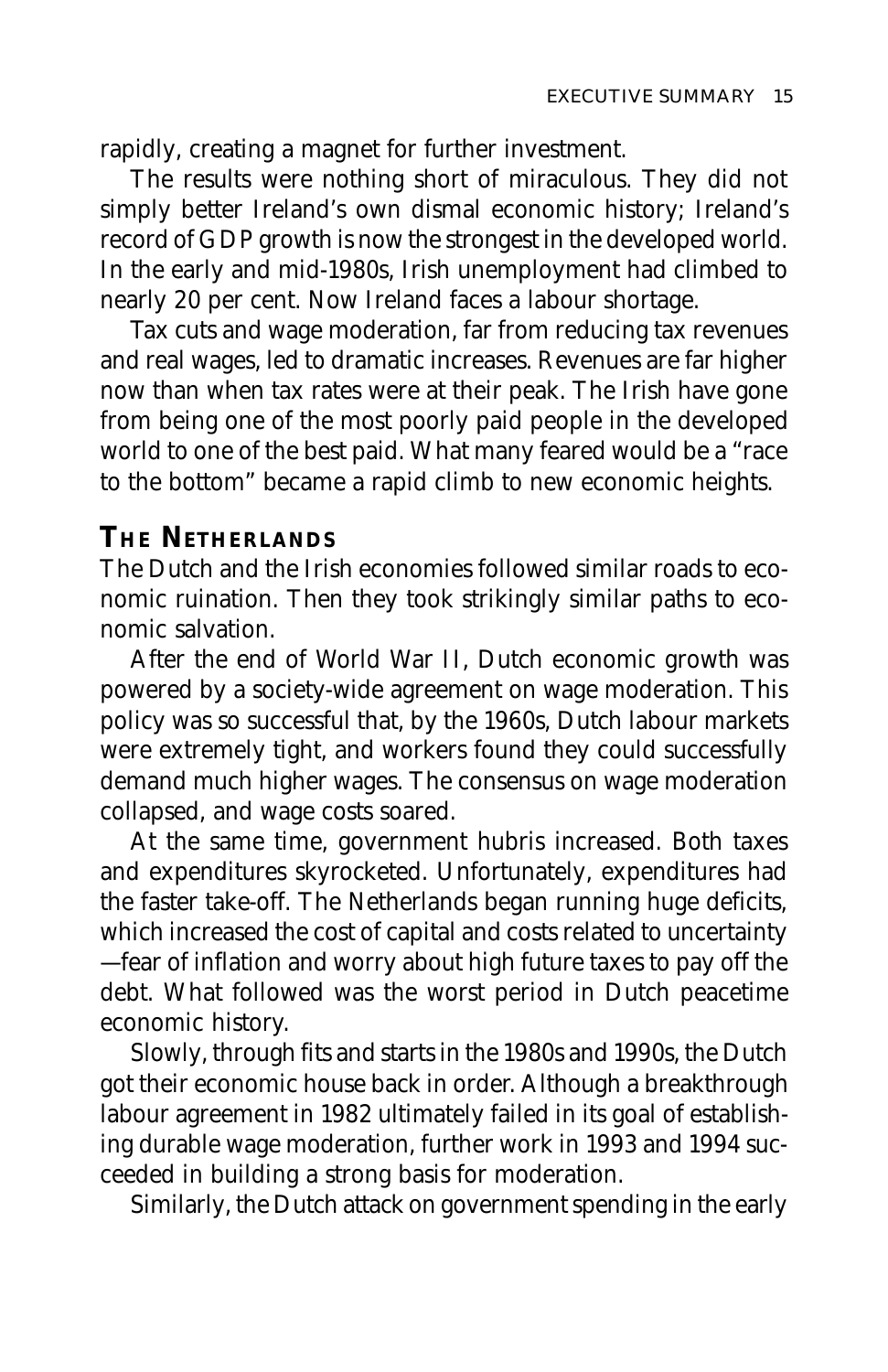rapidly, creating a magnet for further investment.

The results were nothing short of miraculous. They did not simply better Ireland's own dismal economic history; Ireland's record of GDP growth is now the strongest in the developed world. In the early and mid-1980s, Irish unemployment had climbed to nearly 20 per cent. Now Ireland faces a labour shortage.

Tax cuts and wage moderation, far from reducing tax revenues and real wages, led to dramatic increases. Revenues are far higher now than when tax rates were at their peak. The Irish have gone from being one of the most poorly paid people in the developed world to one of the best paid. What many feared would be a "race to the bottom" became a rapid climb to new economic heights.

## The Netherlands

The Dutch and the Irish economies followed similar roads to economic ruination. Then they took strikingly similar paths to economic salvation.

After the end of World War II, Dutch economic growth was powered by a society-wide agreement on wage moderation. This policy was so successful that, by the 1960s, Dutch labour markets were extremely tight, and workers found they could successfully demand much higher wages. The consensus on wage moderation collapsed, and wage costs soared.

At the same time, government hubris increased. Both taxes and expenditures skyrocketed. Unfortunately, expenditures had the faster take-off. The Netherlands began running huge deficits, which increased the cost of capital and costs related to uncertainty —fear of inflation and worry about high future taxes to pay off the debt. What followed was the worst period in Dutch peacetime economic history.

Slowly, through fits and starts in the 1980s and 1990s, the Dutch got their economic house back in order. Although a breakthrough labour agreement in 1982 ultimately failed in its goal of establishing durable wage moderation, further work in 1993 and 1994 succeeded in building a strong basis for moderation.

Similarly, the Dutch attack on government spending in the early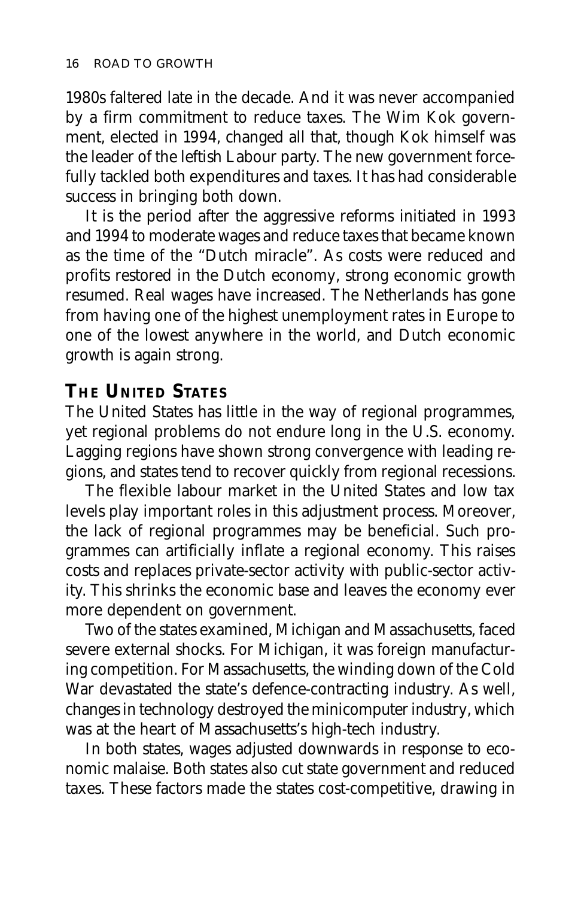1980s faltered late in the decade. And it was never accompanied by a firm commitment to reduce taxes. The Wim Kok government, elected in 1994, changed all that, though Kok himself was the leader of the leftish Labour party. The new government forcefully tackled both expenditures and taxes. It has had considerable success in bringing both down.

It is the period after the aggressive reforms initiated in 1993 and 1994 to moderate wages and reduce taxes that became known as the time of the "Dutch miracle". As costs were reduced and profits restored in the Dutch economy, strong economic growth resumed. Real wages have increased. The Netherlands has gone from having one of the highest unemployment rates in Europe to one of the lowest anywhere in the world, and Dutch economic growth is again strong.

## THE UNITED STATES

The United States has little in the way of regional programmes, yet regional problems do not endure long in the U.S. economy. Lagging regions have shown strong convergence with leading regions, and states tend to recover quickly from regional recessions.

The flexible labour market in the United States and low tax levels play important roles in this adjustment process. Moreover, the lack of regional programmes may be beneficial. Such programmes can artificially inflate a regional economy. This raises costs and replaces private-sector activity with public-sector activity. This shrinks the economic base and leaves the economy ever more dependent on government.

Two of the states examined, Michigan and Massachusetts, faced severe external shocks. For Michigan, it was foreign manufacturing competition. For Massachusetts, the winding down of the Cold War devastated the state's defence-contracting industry. As well, changes in technology destroyed the minicomputer industry, which was at the heart of Massachusetts's high-tech industry.

In both states, wages adjusted downwards in response to economic malaise. Both states also cut state government and reduced taxes. These factors made the states cost-competitive, drawing in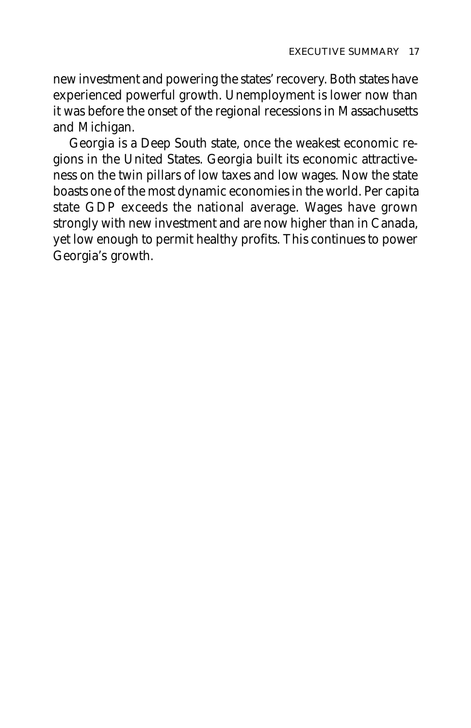new investment and powering the states' recovery. Both states have experienced powerful growth. Unemployment is lower now than it was before the onset of the regional recessions in Massachusetts and Michigan.

Georgia is a Deep South state, once the weakest economic regions in the United States. Georgia built its economic attractiveness on the twin pillars of low taxes and low wages. Now the state boasts one of the most dynamic economies in the world. Per capita state GDP exceeds the national average. Wages have grown strongly with new investment and are now higher than in Canada, yet low enough to permit healthy profits. This continues to power Georgia's growth.